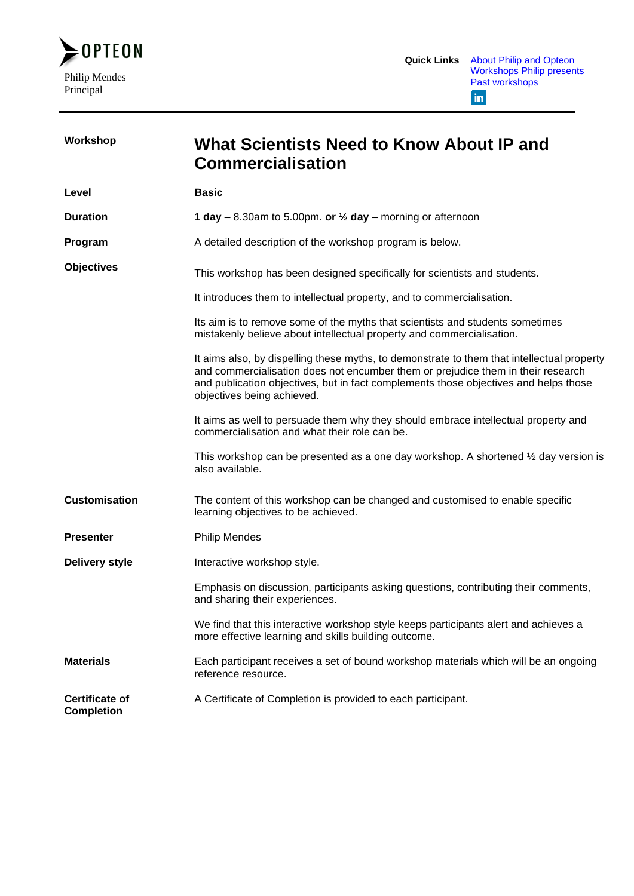OPTEON

Philip Mendes
Principal

**Quick Links** [About Philip and Opteon](#) [Workshops Philip presents](#) [Past workshops](#)

---

**Workshop**

# What Scientists Need to Know About IP and Commercialisation

**Level**

**Basic**

**Duration**

**1 day** – 8.30am to 5.00pm. **or ½ day** – morning or afternoon

**Program**

A detailed description of the workshop program is below.

**Objectives**

This workshop has been designed specifically for scientists and students.

It introduces them to intellectual property, and to commercialisation.

Its aim is to remove some of the myths that scientists and students sometimes mistakenly believe about intellectual property and commercialisation.

It aims also, by dispelling these myths, to demonstrate to them that intellectual property and commercialisation does not encumber them or prejudice them in their research and publication objectives, but in fact complements those objectives and helps those objectives being achieved.

It aims as well to persuade them why they should embrace intellectual property and commercialisation and what their role can be.

This workshop can be presented as a one day workshop. A shortened ½ day version is also available.

**Customisation**

The content of this workshop can be changed and customised to enable specific learning objectives to be achieved.

**Presenter**

Philip Mendes

**Delivery style**

Interactive workshop style.

Emphasis on discussion, participants asking questions, contributing their comments, and sharing their experiences.

We find that this interactive workshop style keeps participants alert and achieves a more effective learning and skills building outcome.

**Materials**

Each participant receives a set of bound workshop materials which will be an ongoing reference resource.

**Certificate of Completion**

A Certificate of Completion is provided to each participant.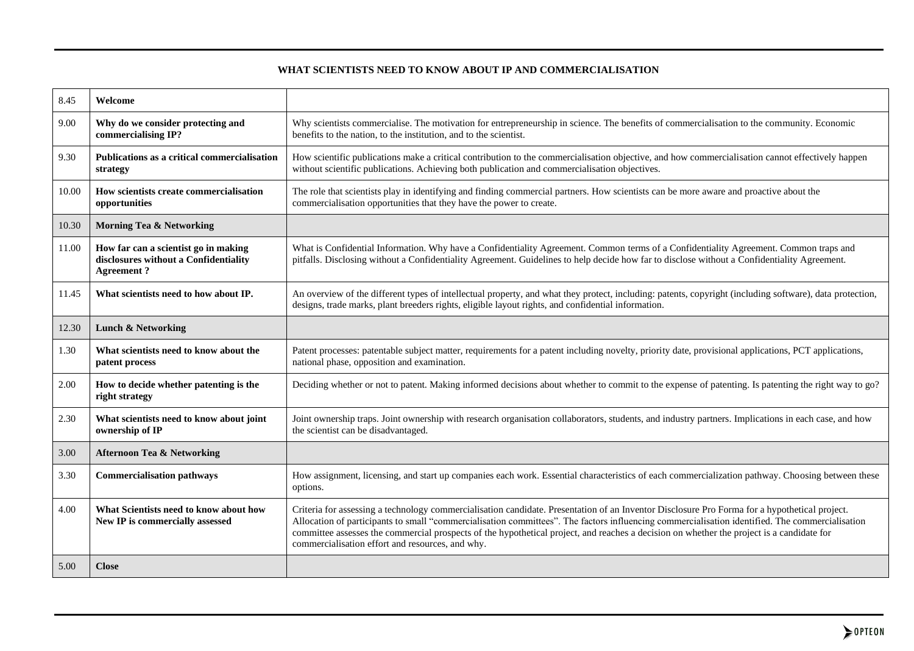**WHAT SCIENTISTS NEED TO KNOW ABOUT IP AND COMMERCIALISATION**

| | | |
|---|---|---|
| 8.45 | **Welcome** | |
| 9.00 | **Why do we consider protecting and commercialising IP?** | Why scientists commercialise. The motivation for entrepreneurship in science. The benefits of commercialisation to the community. Economic benefits to the nation, to the institution, and to the scientist. |
| 9.30 | **Publications as a critical commercialisation strategy** | How scientific publications make a critical contribution to the commercialisation objective, and how commercialisation cannot effectively happen without scientific publications. Achieving both publication and commercialisation objectives. |
| 10.00 | **How scientists create commercialisation opportunities** | The role that scientists play in identifying and finding commercial partners. How scientists can be more aware and proactive about the commercialisation opportunities that they have the power to create. |
| 10.30 | **Morning Tea & Networking** | |
| 11.00 | **How far can a scientist go in making disclosures without a Confidentiality Agreement ?** | What is Confidential Information. Why have a Confidentiality Agreement. Common terms of a Confidentiality Agreement. Common traps and pitfalls. Disclosing without a Confidentiality Agreement. Guidelines to help decide how far to disclose without a Confidentiality Agreement. |
| 11.45 | **What scientists need to how about IP.** | An overview of the different types of intellectual property, and what they protect, including: patents, copyright (including software), data protection, designs, trade marks, plant breeders rights, eligible layout rights, and confidential information. |
| 12.30 | **Lunch & Networking** | |
| 1.30 | **What scientists need to know about the patent process** | Patent processes: patentable subject matter, requirements for a patent including novelty, priority date, provisional applications, PCT applications, national phase, opposition and examination. |
| 2.00 | **How to decide whether patenting is the right strategy** | Deciding whether or not to patent. Making informed decisions about whether to commit to the expense of patenting. Is patenting the right way to go? |
| 2.30 | **What scientists need to know about joint ownership of IP** | Joint ownership traps. Joint ownership with research organisation collaborators, students, and industry partners. Implications in each case, and how the scientist can be disadvantaged. |
| 3.00 | **Afternoon Tea & Networking** | |
| 3.30 | **Commercialisation pathways** | How assignment, licensing, and start up companies each work. Essential characteristics of each commercialization pathway. Choosing between these options. |
| 4.00 | **What Scientists need to know about how New IP is commercially assessed** | Criteria for assessing a technology commercialisation candidate. Presentation of an Inventor Disclosure Pro Forma for a hypothetical project. Allocation of participants to small "commercialisation committees". The factors influencing commercialisation identified. The commercialisation committee assesses the commercial prospects of the hypothetical project, and reaches a decision on whether the project is a candidate for commercialisation effort and resources, and why. |
| 5.00 | **Close** | |